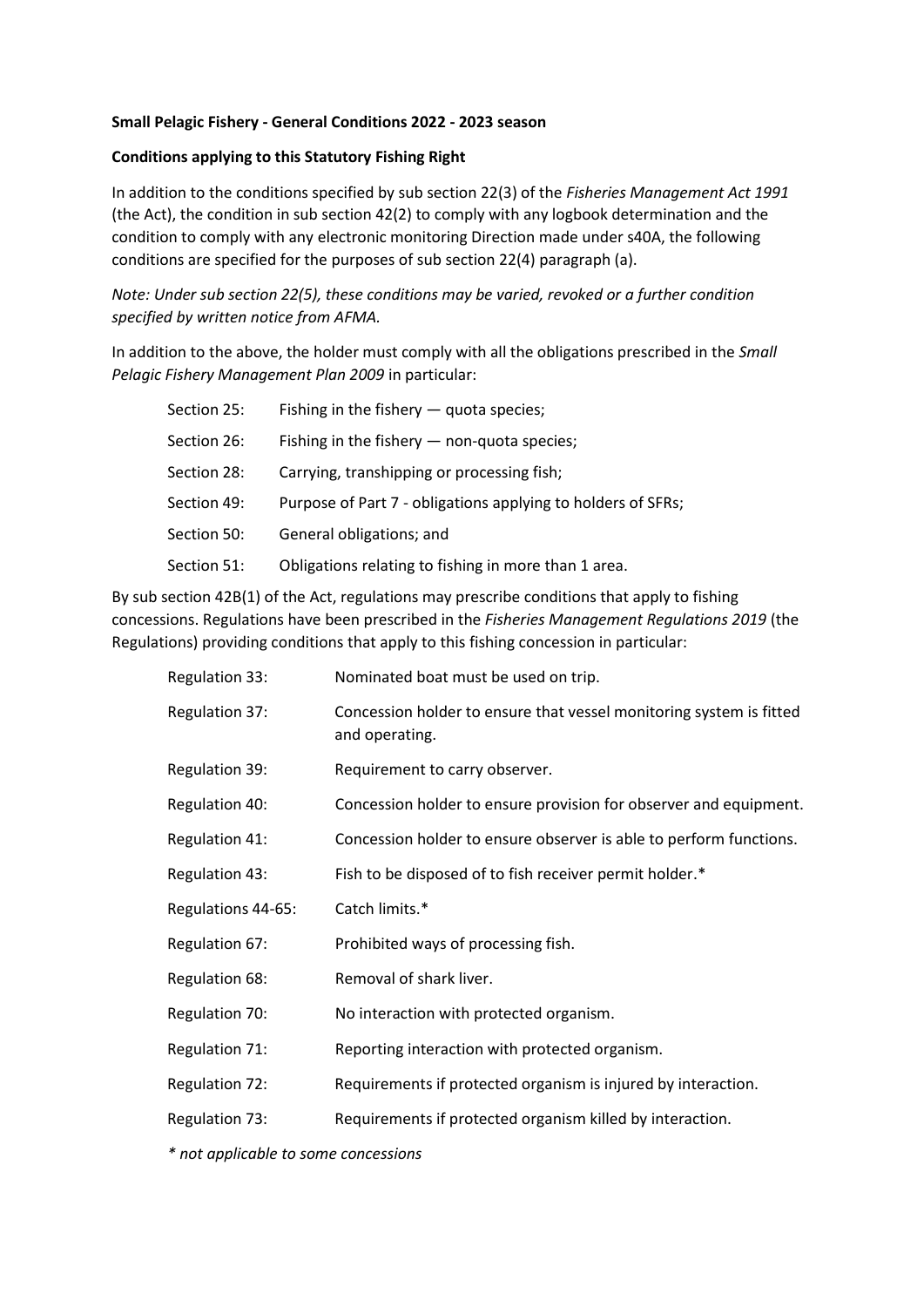**Small Pelagic Fishery - General Conditions 2022 - 2023 season**

**Conditions applying to this Statutory Fishing Right**

In addition to the conditions specified by sub section 22(3) of the *Fisheries Management Act 1991* (the Act), the condition in sub section 42(2) to comply with any logbook determination and the condition to comply with any electronic monitoring Direction made under s40A, the following conditions are specified for the purposes of sub section 22(4) paragraph (a).

*Note: Under sub section 22(5), these conditions may be varied, revoked or a further condition specified by written notice from AFMA.*

In addition to the above, the holder must comply with all the obligations prescribed in the *Small Pelagic Fishery Management Plan 2009* in particular:

| | |
|---|---|
| Section 25: | Fishing in the fishery — quota species; |
| Section 26: | Fishing in the fishery — non-quota species; |
| Section 28: | Carrying, transhipping or processing fish; |
| Section 49: | Purpose of Part 7 - obligations applying to holders of SFRs; |
| Section 50: | General obligations; and |
| Section 51: | Obligations relating to fishing in more than 1 area. |

By sub section 42B(1) of the Act, regulations may prescribe conditions that apply to fishing concessions. Regulations have been prescribed in the *Fisheries Management Regulations 2019* (the Regulations) providing conditions that apply to this fishing concession in particular:

| | |
|---|---|
| Regulation 33: | Nominated boat must be used on trip. |
| Regulation 37: | Concession holder to ensure that vessel monitoring system is fitted and operating. |
| Regulation 39: | Requirement to carry observer. |
| Regulation 40: | Concession holder to ensure provision for observer and equipment. |
| Regulation 41: | Concession holder to ensure observer is able to perform functions. |
| Regulation 43: | Fish to be disposed of to fish receiver permit holder.* |
| Regulations 44-65: | Catch limits.* |
| Regulation 67: | Prohibited ways of processing fish. |
| Regulation 68: | Removal of shark liver. |
| Regulation 70: | No interaction with protected organism. |
| Regulation 71: | Reporting interaction with protected organism. |
| Regulation 72: | Requirements if protected organism is injured by interaction. |
| Regulation 73: | Requirements if protected organism killed by interaction. |

*\* not applicable to some concessions*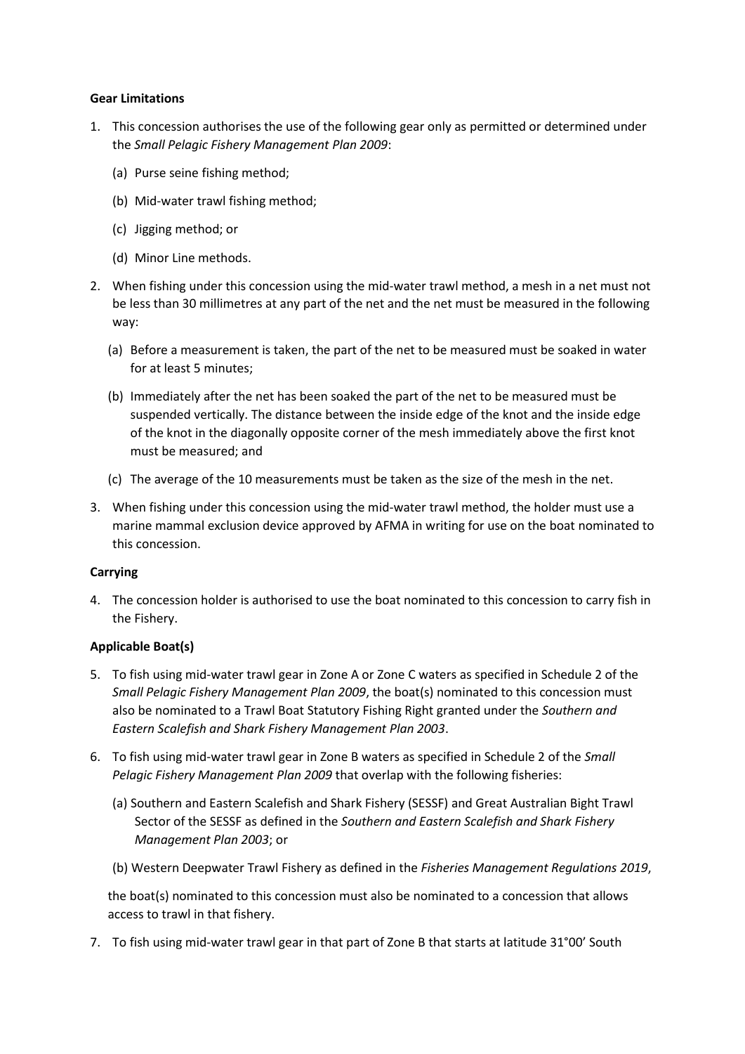**Gear Limitations**

1. This concession authorises the use of the following gear only as permitted or determined under the *Small Pelagic Fishery Management Plan 2009*:

   (a) Purse seine fishing method;

   (b) Mid-water trawl fishing method;

   (c) Jigging method; or

   (d) Minor Line methods.

2. When fishing under this concession using the mid-water trawl method, a mesh in a net must not be less than 30 millimetres at any part of the net and the net must be measured in the following way:

   (a) Before a measurement is taken, the part of the net to be measured must be soaked in water for at least 5 minutes;

   (b) Immediately after the net has been soaked the part of the net to be measured must be suspended vertically. The distance between the inside edge of the knot and the inside edge of the knot in the diagonally opposite corner of the mesh immediately above the first knot must be measured; and

   (c) The average of the 10 measurements must be taken as the size of the mesh in the net.

3. When fishing under this concession using the mid-water trawl method, the holder must use a marine mammal exclusion device approved by AFMA in writing for use on the boat nominated to this concession.

**Carrying**

4. The concession holder is authorised to use the boat nominated to this concession to carry fish in the Fishery.

**Applicable Boat(s)**

5. To fish using mid-water trawl gear in Zone A or Zone C waters as specified in Schedule 2 of the *Small Pelagic Fishery Management Plan 2009*, the boat(s) nominated to this concession must also be nominated to a Trawl Boat Statutory Fishing Right granted under the *Southern and Eastern Scalefish and Shark Fishery Management Plan 2003*.

6. To fish using mid-water trawl gear in Zone B waters as specified in Schedule 2 of the *Small Pelagic Fishery Management Plan 2009* that overlap with the following fisheries:

   (a) Southern and Eastern Scalefish and Shark Fishery (SESSF) and Great Australian Bight Trawl Sector of the SESSF as defined in the *Southern and Eastern Scalefish and Shark Fishery Management Plan 2003*; or

   (b) Western Deepwater Trawl Fishery as defined in the *Fisheries Management Regulations 2019*,

   the boat(s) nominated to this concession must also be nominated to a concession that allows access to trawl in that fishery.

7. To fish using mid-water trawl gear in that part of Zone B that starts at latitude 31°00' South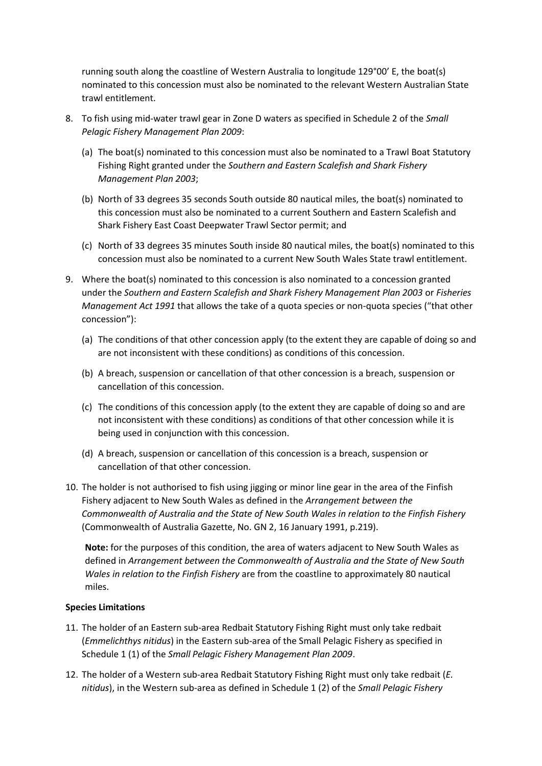running south along the coastline of Western Australia to longitude 129°00' E, the boat(s) nominated to this concession must also be nominated to the relevant Western Australian State trawl entitlement.

8. To fish using mid-water trawl gear in Zone D waters as specified in Schedule 2 of the *Small Pelagic Fishery Management Plan 2009*:

   (a) The boat(s) nominated to this concession must also be nominated to a Trawl Boat Statutory Fishing Right granted under the *Southern and Eastern Scalefish and Shark Fishery Management Plan 2003*;

   (b) North of 33 degrees 35 seconds South outside 80 nautical miles, the boat(s) nominated to this concession must also be nominated to a current Southern and Eastern Scalefish and Shark Fishery East Coast Deepwater Trawl Sector permit; and

   (c) North of 33 degrees 35 minutes South inside 80 nautical miles, the boat(s) nominated to this concession must also be nominated to a current New South Wales State trawl entitlement.

9. Where the boat(s) nominated to this concession is also nominated to a concession granted under the *Southern and Eastern Scalefish and Shark Fishery Management Plan 2003* or *Fisheries Management Act 1991* that allows the take of a quota species or non-quota species ("that other concession"):

   (a) The conditions of that other concession apply (to the extent they are capable of doing so and are not inconsistent with these conditions) as conditions of this concession.

   (b) A breach, suspension or cancellation of that other concession is a breach, suspension or cancellation of this concession.

   (c) The conditions of this concession apply (to the extent they are capable of doing so and are not inconsistent with these conditions) as conditions of that other concession while it is being used in conjunction with this concession.

   (d) A breach, suspension or cancellation of this concession is a breach, suspension or cancellation of that other concession.

10. The holder is not authorised to fish using jigging or minor line gear in the area of the Finfish Fishery adjacent to New South Wales as defined in the *Arrangement between the Commonwealth of Australia and the State of New South Wales in relation to the Finfish Fishery* (Commonwealth of Australia Gazette, No. GN 2, 16 January 1991, p.219).

    **Note:** for the purposes of this condition, the area of waters adjacent to New South Wales as defined in *Arrangement between the Commonwealth of Australia and the State of New South Wales in relation to the Finfish Fishery* are from the coastline to approximately 80 nautical miles.

**Species Limitations**

11. The holder of an Eastern sub-area Redbait Statutory Fishing Right must only take redbait (*Emmelichthys nitidus*) in the Eastern sub-area of the Small Pelagic Fishery as specified in Schedule 1 (1) of the *Small Pelagic Fishery Management Plan 2009*.

12. The holder of a Western sub-area Redbait Statutory Fishing Right must only take redbait (*E. nitidus*), in the Western sub-area as defined in Schedule 1 (2) of the *Small Pelagic Fishery*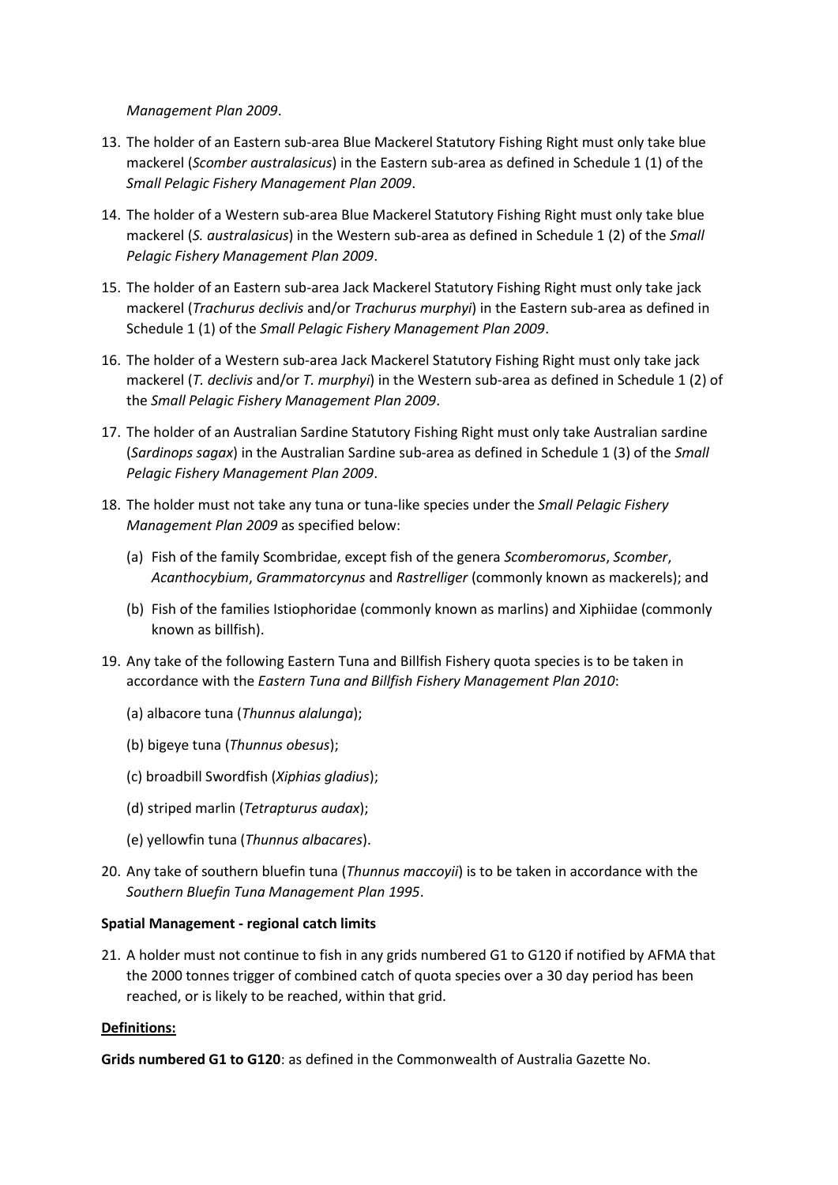*Management Plan 2009*.

13. The holder of an Eastern sub-area Blue Mackerel Statutory Fishing Right must only take blue mackerel (*Scomber australasicus*) in the Eastern sub-area as defined in Schedule 1 (1) of the *Small Pelagic Fishery Management Plan 2009*.

14. The holder of a Western sub-area Blue Mackerel Statutory Fishing Right must only take blue mackerel (*S. australasicus*) in the Western sub-area as defined in Schedule 1 (2) of the *Small Pelagic Fishery Management Plan 2009*.

15. The holder of an Eastern sub-area Jack Mackerel Statutory Fishing Right must only take jack mackerel (*Trachurus declivis* and/or *Trachurus murphyi*) in the Eastern sub-area as defined in Schedule 1 (1) of the *Small Pelagic Fishery Management Plan 2009*.

16. The holder of a Western sub-area Jack Mackerel Statutory Fishing Right must only take jack mackerel (*T. declivis* and/or *T. murphyi*) in the Western sub-area as defined in Schedule 1 (2) of the *Small Pelagic Fishery Management Plan 2009*.

17. The holder of an Australian Sardine Statutory Fishing Right must only take Australian sardine (*Sardinops sagax*) in the Australian Sardine sub-area as defined in Schedule 1 (3) of the *Small Pelagic Fishery Management Plan 2009*.

18. The holder must not take any tuna or tuna-like species under the *Small Pelagic Fishery Management Plan 2009* as specified below:

    (a) Fish of the family Scombridae, except fish of the genera *Scomberomorus*, *Scomber*, *Acanthocybium*, *Grammatorcynus* and *Rastrelliger* (commonly known as mackerels); and

    (b) Fish of the families Istiophoridae (commonly known as marlins) and Xiphiidae (commonly known as billfish).

19. Any take of the following Eastern Tuna and Billfish Fishery quota species is to be taken in accordance with the *Eastern Tuna and Billfish Fishery Management Plan 2010*:

    (a) albacore tuna (*Thunnus alalunga*);

    (b) bigeye tuna (*Thunnus obesus*);

    (c) broadbill Swordfish (*Xiphias gladius*);

    (d) striped marlin (*Tetrapturus audax*);

    (e) yellowfin tuna (*Thunnus albacares*).

20. Any take of southern bluefin tuna (*Thunnus maccoyii*) is to be taken in accordance with the *Southern Bluefin Tuna Management Plan 1995*.

**Spatial Management - regional catch limits**

21. A holder must not continue to fish in any grids numbered G1 to G120 if notified by AFMA that the 2000 tonnes trigger of combined catch of quota species over a 30 day period has been reached, or is likely to be reached, within that grid.

**Definitions:**

**Grids numbered G1 to G120**: as defined in the Commonwealth of Australia Gazette No.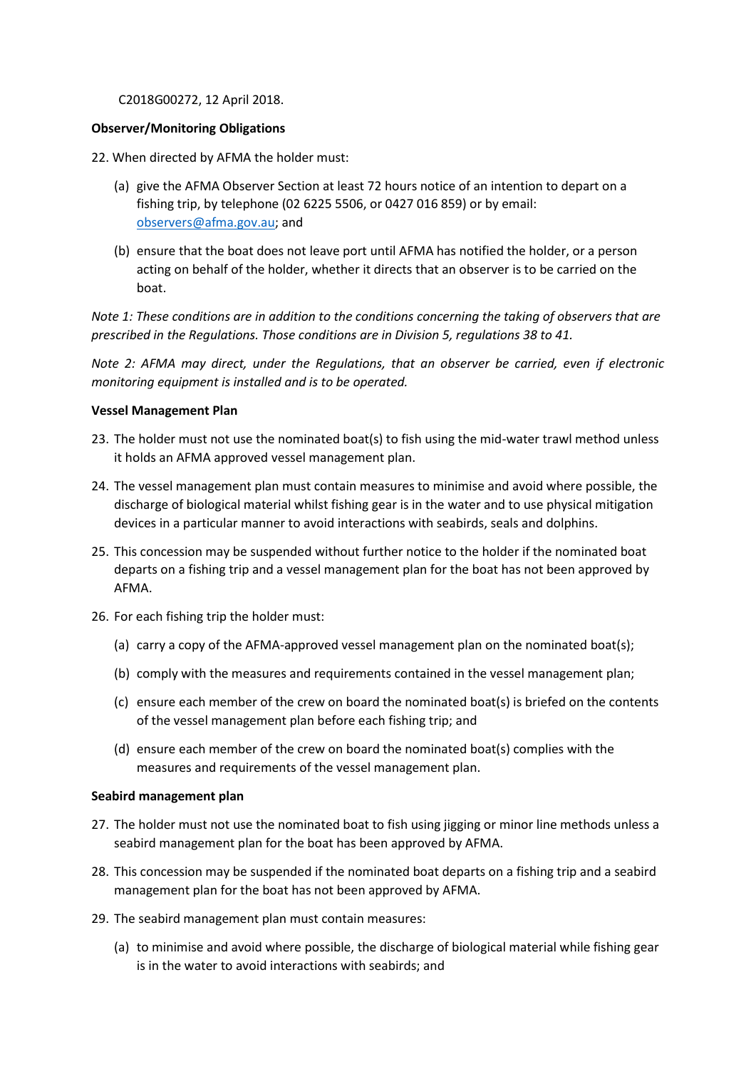C2018G00272, 12 April 2018.

**Observer/Monitoring Obligations**

22. When directed by AFMA the holder must:

    (a) give the AFMA Observer Section at least 72 hours notice of an intention to depart on a fishing trip, by telephone (02 6225 5506, or 0427 016 859) or by email: [observers@afma.gov.au](mailto:observers@afma.gov.au); and

    (b) ensure that the boat does not leave port until AFMA has notified the holder, or a person acting on behalf of the holder, whether it directs that an observer is to be carried on the boat.

*Note 1: These conditions are in addition to the conditions concerning the taking of observers that are prescribed in the Regulations. Those conditions are in Division 5, regulations 38 to 41.*

*Note 2: AFMA may direct, under the Regulations, that an observer be carried, even if electronic monitoring equipment is installed and is to be operated.*

**Vessel Management Plan**

23. The holder must not use the nominated boat(s) to fish using the mid-water trawl method unless it holds an AFMA approved vessel management plan.

24. The vessel management plan must contain measures to minimise and avoid where possible, the discharge of biological material whilst fishing gear is in the water and to use physical mitigation devices in a particular manner to avoid interactions with seabirds, seals and dolphins.

25. This concession may be suspended without further notice to the holder if the nominated boat departs on a fishing trip and a vessel management plan for the boat has not been approved by AFMA.

26. For each fishing trip the holder must:

    (a) carry a copy of the AFMA-approved vessel management plan on the nominated boat(s);

    (b) comply with the measures and requirements contained in the vessel management plan;

    (c) ensure each member of the crew on board the nominated boat(s) is briefed on the contents of the vessel management plan before each fishing trip; and

    (d) ensure each member of the crew on board the nominated boat(s) complies with the measures and requirements of the vessel management plan.

**Seabird management plan**

27. The holder must not use the nominated boat to fish using jigging or minor line methods unless a seabird management plan for the boat has been approved by AFMA.

28. This concession may be suspended if the nominated boat departs on a fishing trip and a seabird management plan for the boat has not been approved by AFMA.

29. The seabird management plan must contain measures:

    (a) to minimise and avoid where possible, the discharge of biological material while fishing gear is in the water to avoid interactions with seabirds; and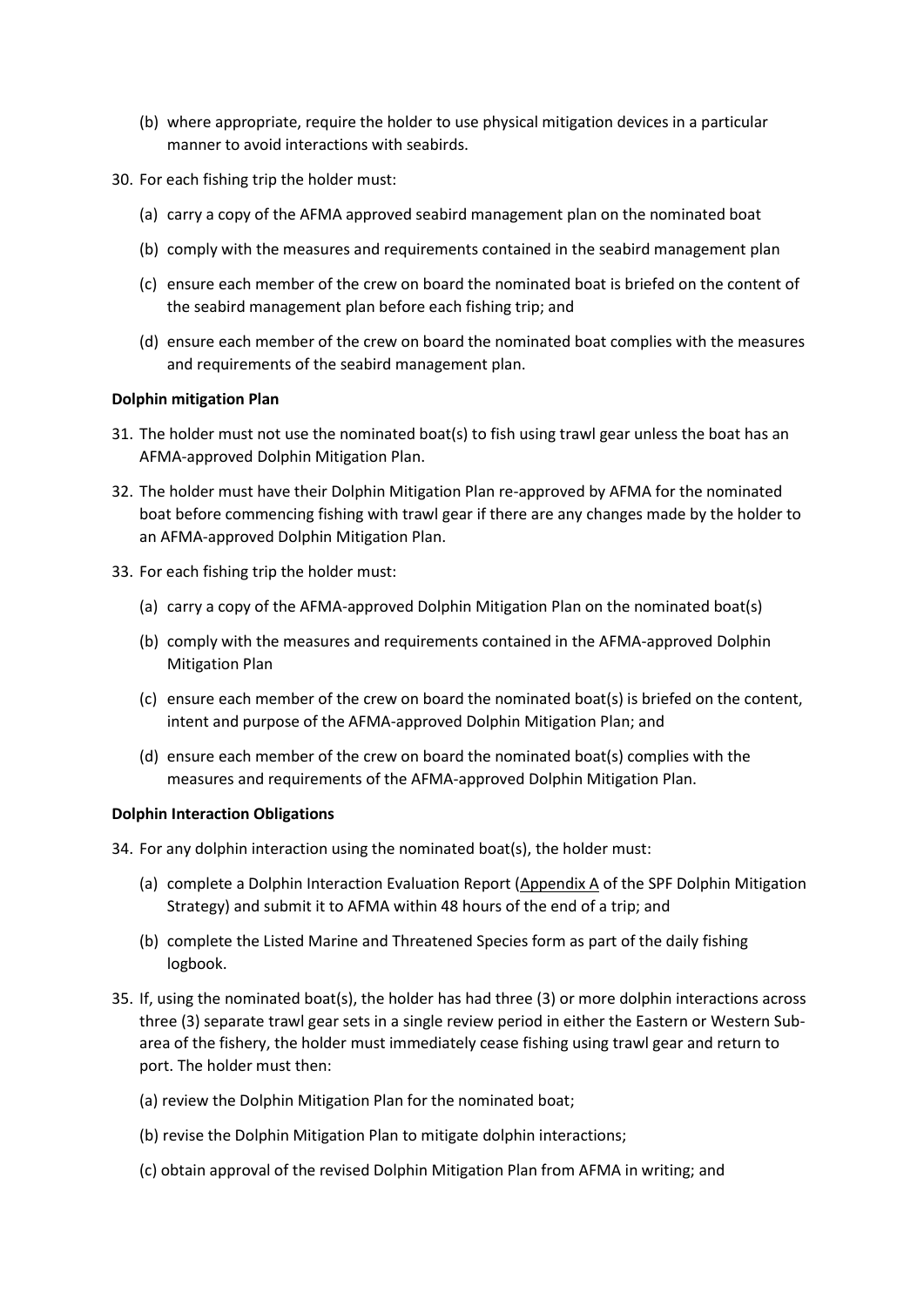(b) where appropriate, require the holder to use physical mitigation devices in a particular manner to avoid interactions with seabirds.

30. For each fishing trip the holder must:

    (a) carry a copy of the AFMA approved seabird management plan on the nominated boat

    (b) comply with the measures and requirements contained in the seabird management plan

    (c) ensure each member of the crew on board the nominated boat is briefed on the content of the seabird management plan before each fishing trip; and

    (d) ensure each member of the crew on board the nominated boat complies with the measures and requirements of the seabird management plan.

**Dolphin mitigation Plan**

31. The holder must not use the nominated boat(s) to fish using trawl gear unless the boat has an AFMA-approved Dolphin Mitigation Plan.

32. The holder must have their Dolphin Mitigation Plan re-approved by AFMA for the nominated boat before commencing fishing with trawl gear if there are any changes made by the holder to an AFMA-approved Dolphin Mitigation Plan.

33. For each fishing trip the holder must:

    (a) carry a copy of the AFMA-approved Dolphin Mitigation Plan on the nominated boat(s)

    (b) comply with the measures and requirements contained in the AFMA-approved Dolphin Mitigation Plan

    (c) ensure each member of the crew on board the nominated boat(s) is briefed on the content, intent and purpose of the AFMA-approved Dolphin Mitigation Plan; and

    (d) ensure each member of the crew on board the nominated boat(s) complies with the measures and requirements of the AFMA-approved Dolphin Mitigation Plan.

**Dolphin Interaction Obligations**

34. For any dolphin interaction using the nominated boat(s), the holder must:

    (a) complete a Dolphin Interaction Evaluation Report (Appendix A of the SPF Dolphin Mitigation Strategy) and submit it to AFMA within 48 hours of the end of a trip; and

    (b) complete the Listed Marine and Threatened Species form as part of the daily fishing logbook.

35. If, using the nominated boat(s), the holder has had three (3) or more dolphin interactions across three (3) separate trawl gear sets in a single review period in either the Eastern or Western Sub-area of the fishery, the holder must immediately cease fishing using trawl gear and return to port. The holder must then:

    (a) review the Dolphin Mitigation Plan for the nominated boat;

    (b) revise the Dolphin Mitigation Plan to mitigate dolphin interactions;

    (c) obtain approval of the revised Dolphin Mitigation Plan from AFMA in writing; and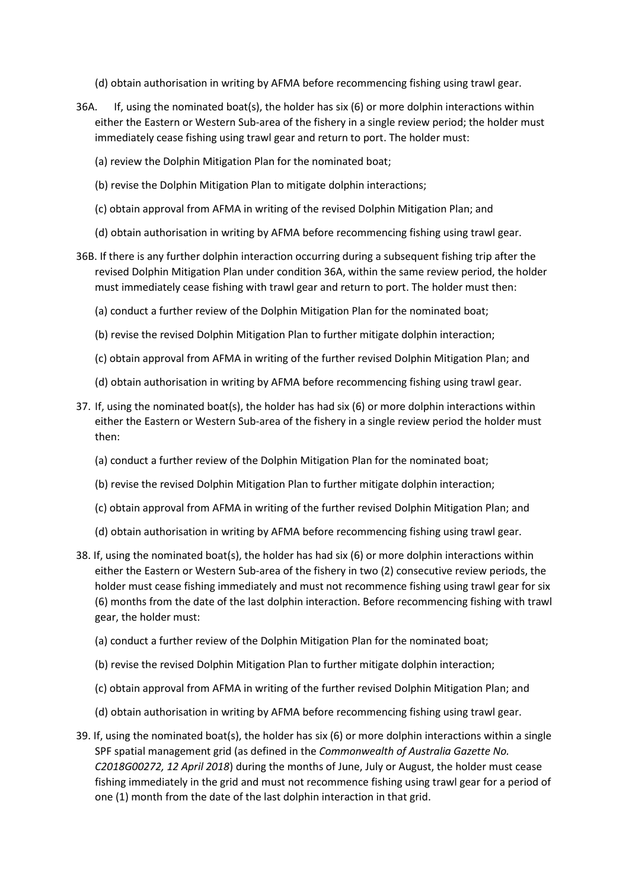(d) obtain authorisation in writing by AFMA before recommencing fishing using trawl gear.

36A. If, using the nominated boat(s), the holder has six (6) or more dolphin interactions within either the Eastern or Western Sub-area of the fishery in a single review period; the holder must immediately cease fishing using trawl gear and return to port. The holder must:

(a) review the Dolphin Mitigation Plan for the nominated boat;

(b) revise the Dolphin Mitigation Plan to mitigate dolphin interactions;

(c) obtain approval from AFMA in writing of the revised Dolphin Mitigation Plan; and

(d) obtain authorisation in writing by AFMA before recommencing fishing using trawl gear.

36B. If there is any further dolphin interaction occurring during a subsequent fishing trip after the revised Dolphin Mitigation Plan under condition 36A, within the same review period, the holder must immediately cease fishing with trawl gear and return to port. The holder must then:

(a) conduct a further review of the Dolphin Mitigation Plan for the nominated boat;

(b) revise the revised Dolphin Mitigation Plan to further mitigate dolphin interaction;

(c) obtain approval from AFMA in writing of the further revised Dolphin Mitigation Plan; and

(d) obtain authorisation in writing by AFMA before recommencing fishing using trawl gear.

37. If, using the nominated boat(s), the holder has had six (6) or more dolphin interactions within either the Eastern or Western Sub-area of the fishery in a single review period the holder must then:

(a) conduct a further review of the Dolphin Mitigation Plan for the nominated boat;

(b) revise the revised Dolphin Mitigation Plan to further mitigate dolphin interaction;

(c) obtain approval from AFMA in writing of the further revised Dolphin Mitigation Plan; and

(d) obtain authorisation in writing by AFMA before recommencing fishing using trawl gear.

38. If, using the nominated boat(s), the holder has had six (6) or more dolphin interactions within either the Eastern or Western Sub-area of the fishery in two (2) consecutive review periods, the holder must cease fishing immediately and must not recommence fishing using trawl gear for six (6) months from the date of the last dolphin interaction. Before recommencing fishing with trawl gear, the holder must:

(a) conduct a further review of the Dolphin Mitigation Plan for the nominated boat;

(b) revise the revised Dolphin Mitigation Plan to further mitigate dolphin interaction;

(c) obtain approval from AFMA in writing of the further revised Dolphin Mitigation Plan; and

(d) obtain authorisation in writing by AFMA before recommencing fishing using trawl gear.

39. If, using the nominated boat(s), the holder has six (6) or more dolphin interactions within a single SPF spatial management grid (as defined in the *Commonwealth of Australia Gazette No. C2018G00272, 12 April 2018*) during the months of June, July or August, the holder must cease fishing immediately in the grid and must not recommence fishing using trawl gear for a period of one (1) month from the date of the last dolphin interaction in that grid.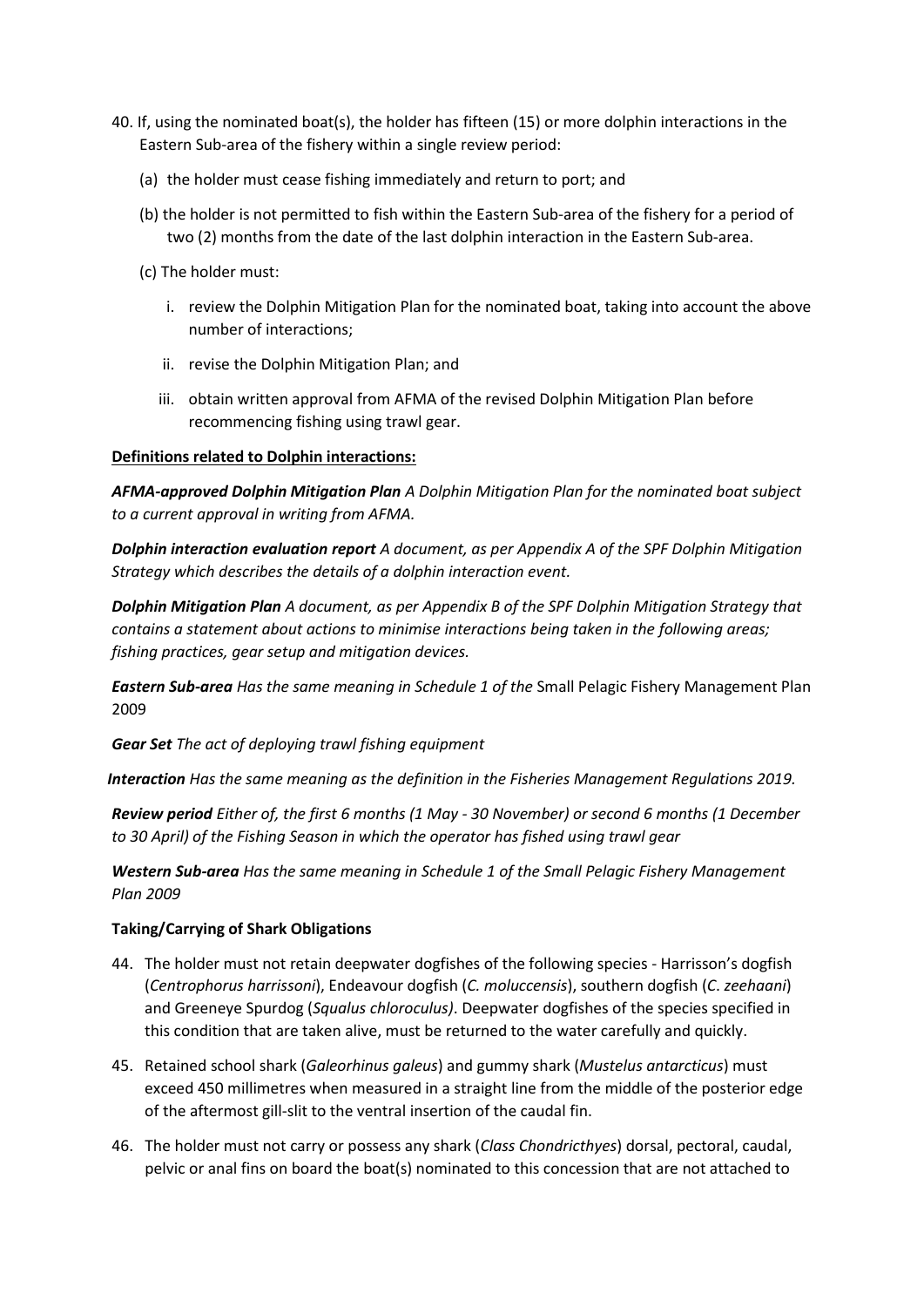40. If, using the nominated boat(s), the holder has fifteen (15) or more dolphin interactions in the Eastern Sub-area of the fishery within a single review period:

    (a) the holder must cease fishing immediately and return to port; and

    (b) the holder is not permitted to fish within the Eastern Sub-area of the fishery for a period of two (2) months from the date of the last dolphin interaction in the Eastern Sub-area.

    (c) The holder must:

    i. review the Dolphin Mitigation Plan for the nominated boat, taking into account the above number of interactions;

    ii. revise the Dolphin Mitigation Plan; and

    iii. obtain written approval from AFMA of the revised Dolphin Mitigation Plan before recommencing fishing using trawl gear.

**Definitions related to Dolphin interactions:**

***AFMA-approved Dolphin Mitigation Plan*** *A Dolphin Mitigation Plan for the nominated boat subject to a current approval in writing from AFMA.*

***Dolphin interaction evaluation report*** *A document, as per Appendix A of the SPF Dolphin Mitigation Strategy which describes the details of a dolphin interaction event.*

***Dolphin Mitigation Plan*** *A document, as per Appendix B of the SPF Dolphin Mitigation Strategy that contains a statement about actions to minimise interactions being taken in the following areas; fishing practices, gear setup and mitigation devices.*

***Eastern Sub-area*** *Has the same meaning in Schedule 1 of the* Small Pelagic Fishery Management Plan 2009

***Gear Set*** *The act of deploying trawl fishing equipment*

***Interaction*** *Has the same meaning as the definition in the Fisheries Management Regulations 2019.*

***Review period*** *Either of, the first 6 months (1 May - 30 November) or second 6 months (1 December to 30 April) of the Fishing Season in which the operator has fished using trawl gear*

***Western Sub-area*** *Has the same meaning in Schedule 1 of the Small Pelagic Fishery Management Plan 2009*

**Taking/Carrying of Shark Obligations**

44. The holder must not retain deepwater dogfishes of the following species - Harrisson's dogfish (*Centrophorus harrissoni*), Endeavour dogfish (*C. moluccensis*), southern dogfish (*C. zeehaani*) and Greeneye Spurdog (*Squalus chloroculus)*. Deepwater dogfishes of the species specified in this condition that are taken alive, must be returned to the water carefully and quickly.

45. Retained school shark (*Galeorhinus galeus*) and gummy shark (*Mustelus antarcticus*) must exceed 450 millimetres when measured in a straight line from the middle of the posterior edge of the aftermost gill-slit to the ventral insertion of the caudal fin.

46. The holder must not carry or possess any shark (*Class Chondricthyes*) dorsal, pectoral, caudal, pelvic or anal fins on board the boat(s) nominated to this concession that are not attached to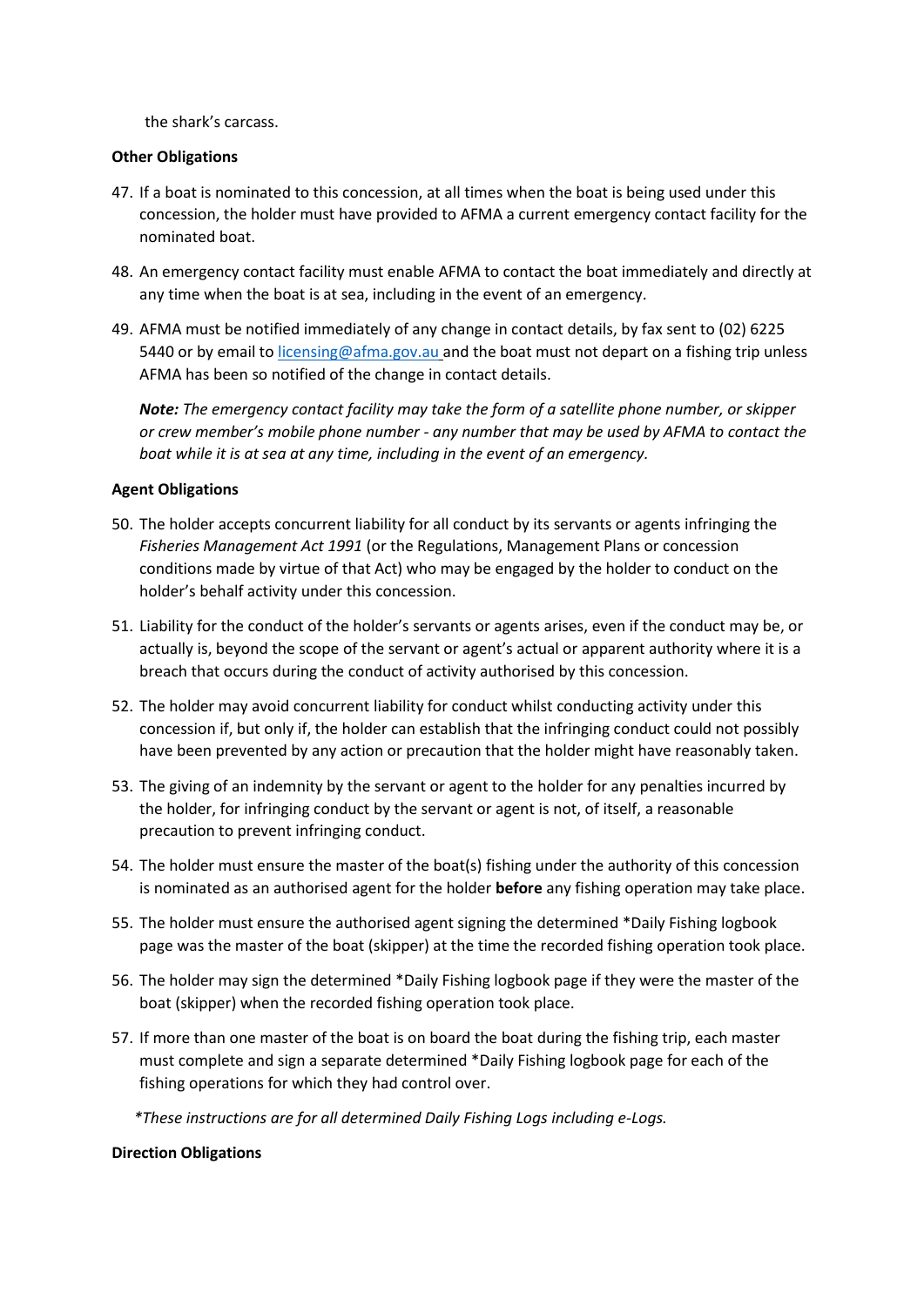the shark's carcass.

**Other Obligations**

47. If a boat is nominated to this concession, at all times when the boat is being used under this concession, the holder must have provided to AFMA a current emergency contact facility for the nominated boat.

48. An emergency contact facility must enable AFMA to contact the boat immediately and directly at any time when the boat is at sea, including in the event of an emergency.

49. AFMA must be notified immediately of any change in contact details, by fax sent to (02) 6225 5440 or by email to [licensing@afma.gov.au](mailto:licensing@afma.gov.au) and the boat must not depart on a fishing trip unless AFMA has been so notified of the change in contact details.

    ***Note:** The emergency contact facility may take the form of a satellite phone number, or skipper or crew member's mobile phone number - any number that may be used by AFMA to contact the boat while it is at sea at any time, including in the event of an emergency.*

**Agent Obligations**

50. The holder accepts concurrent liability for all conduct by its servants or agents infringing the *Fisheries Management Act 1991* (or the Regulations, Management Plans or concession conditions made by virtue of that Act) who may be engaged by the holder to conduct on the holder's behalf activity under this concession.

51. Liability for the conduct of the holder's servants or agents arises, even if the conduct may be, or actually is, beyond the scope of the servant or agent's actual or apparent authority where it is a breach that occurs during the conduct of activity authorised by this concession.

52. The holder may avoid concurrent liability for conduct whilst conducting activity under this concession if, but only if, the holder can establish that the infringing conduct could not possibly have been prevented by any action or precaution that the holder might have reasonably taken.

53. The giving of an indemnity by the servant or agent to the holder for any penalties incurred by the holder, for infringing conduct by the servant or agent is not, of itself, a reasonable precaution to prevent infringing conduct.

54. The holder must ensure the master of the boat(s) fishing under the authority of this concession is nominated as an authorised agent for the holder **before** any fishing operation may take place.

55. The holder must ensure the authorised agent signing the determined *Daily Fishing logbook page was the master of the boat (skipper) at the time the recorded fishing operation took place.

56. The holder may sign the determined *Daily Fishing logbook page if they were the master of the boat (skipper) when the recorded fishing operation took place.

57. If more than one master of the boat is on board the boat during the fishing trip, each master must complete and sign a separate determined *Daily Fishing logbook page for each of the fishing operations for which they had control over.

*\*These instructions are for all determined Daily Fishing Logs including e-Logs.*

**Direction Obligations**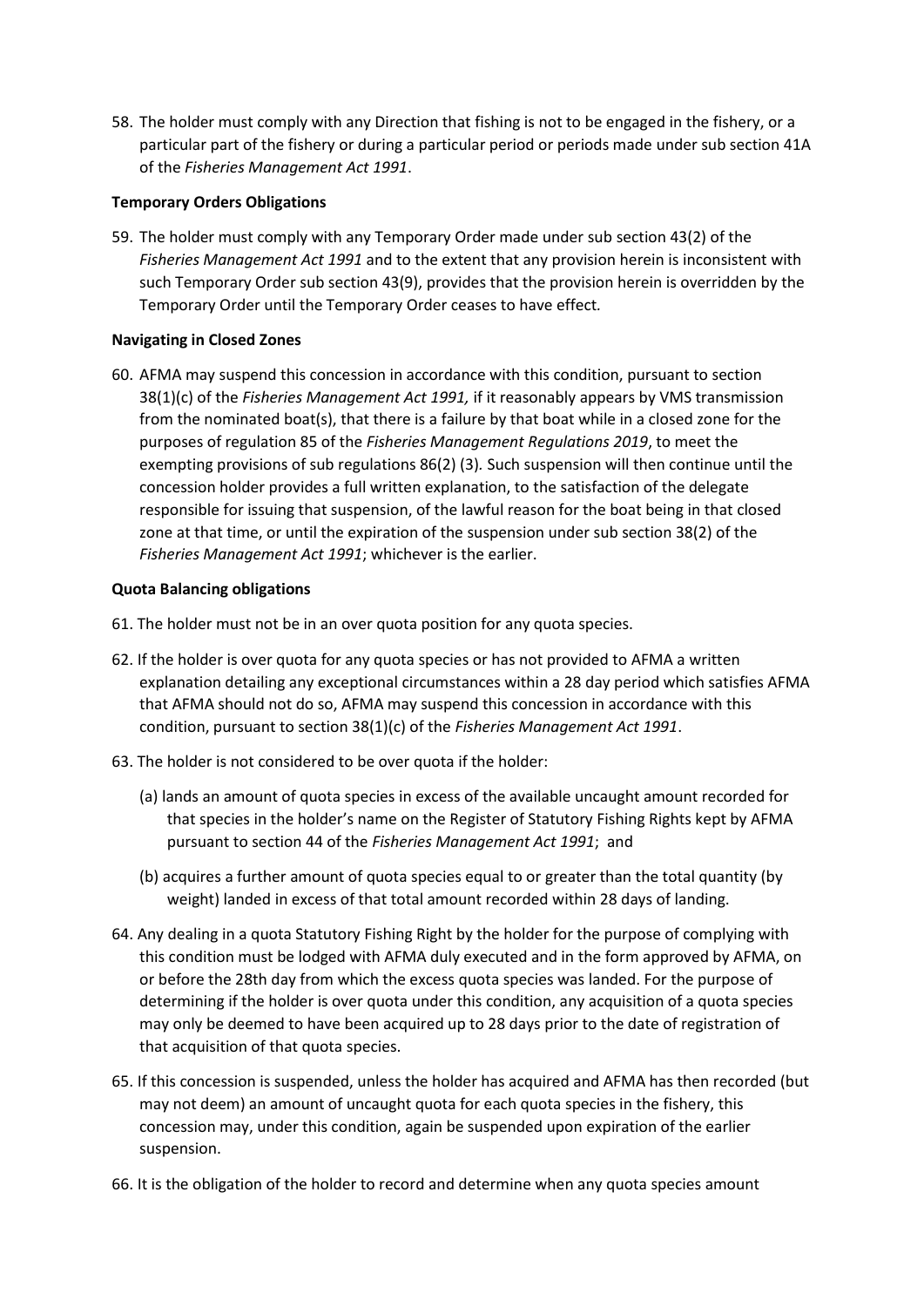58. The holder must comply with any Direction that fishing is not to be engaged in the fishery, or a particular part of the fishery or during a particular period or periods made under sub section 41A of the *Fisheries Management Act 1991*.

**Temporary Orders Obligations**

59. The holder must comply with any Temporary Order made under sub section 43(2) of the *Fisheries Management Act 1991* and to the extent that any provision herein is inconsistent with such Temporary Order sub section 43(9), provides that the provision herein is overridden by the Temporary Order until the Temporary Order ceases to have effect.

**Navigating in Closed Zones**

60. AFMA may suspend this concession in accordance with this condition, pursuant to section 38(1)(c) of the *Fisheries Management Act 1991,* if it reasonably appears by VMS transmission from the nominated boat(s), that there is a failure by that boat while in a closed zone for the purposes of regulation 85 of the *Fisheries Management Regulations 2019*, to meet the exempting provisions of sub regulations 86(2) (3). Such suspension will then continue until the concession holder provides a full written explanation, to the satisfaction of the delegate responsible for issuing that suspension, of the lawful reason for the boat being in that closed zone at that time, or until the expiration of the suspension under sub section 38(2) of the *Fisheries Management Act 1991*; whichever is the earlier.

**Quota Balancing obligations**

61. The holder must not be in an over quota position for any quota species.

62. If the holder is over quota for any quota species or has not provided to AFMA a written explanation detailing any exceptional circumstances within a 28 day period which satisfies AFMA that AFMA should not do so, AFMA may suspend this concession in accordance with this condition, pursuant to section 38(1)(c) of the *Fisheries Management Act 1991*.

63. The holder is not considered to be over quota if the holder:

   (a) lands an amount of quota species in excess of the available uncaught amount recorded for that species in the holder's name on the Register of Statutory Fishing Rights kept by AFMA pursuant to section 44 of the *Fisheries Management Act 1991*; and

   (b) acquires a further amount of quota species equal to or greater than the total quantity (by weight) landed in excess of that total amount recorded within 28 days of landing.

64. Any dealing in a quota Statutory Fishing Right by the holder for the purpose of complying with this condition must be lodged with AFMA duly executed and in the form approved by AFMA, on or before the 28th day from which the excess quota species was landed. For the purpose of determining if the holder is over quota under this condition, any acquisition of a quota species may only be deemed to have been acquired up to 28 days prior to the date of registration of that acquisition of that quota species.

65. If this concession is suspended, unless the holder has acquired and AFMA has then recorded (but may not deem) an amount of uncaught quota for each quota species in the fishery, this concession may, under this condition, again be suspended upon expiration of the earlier suspension.

66. It is the obligation of the holder to record and determine when any quota species amount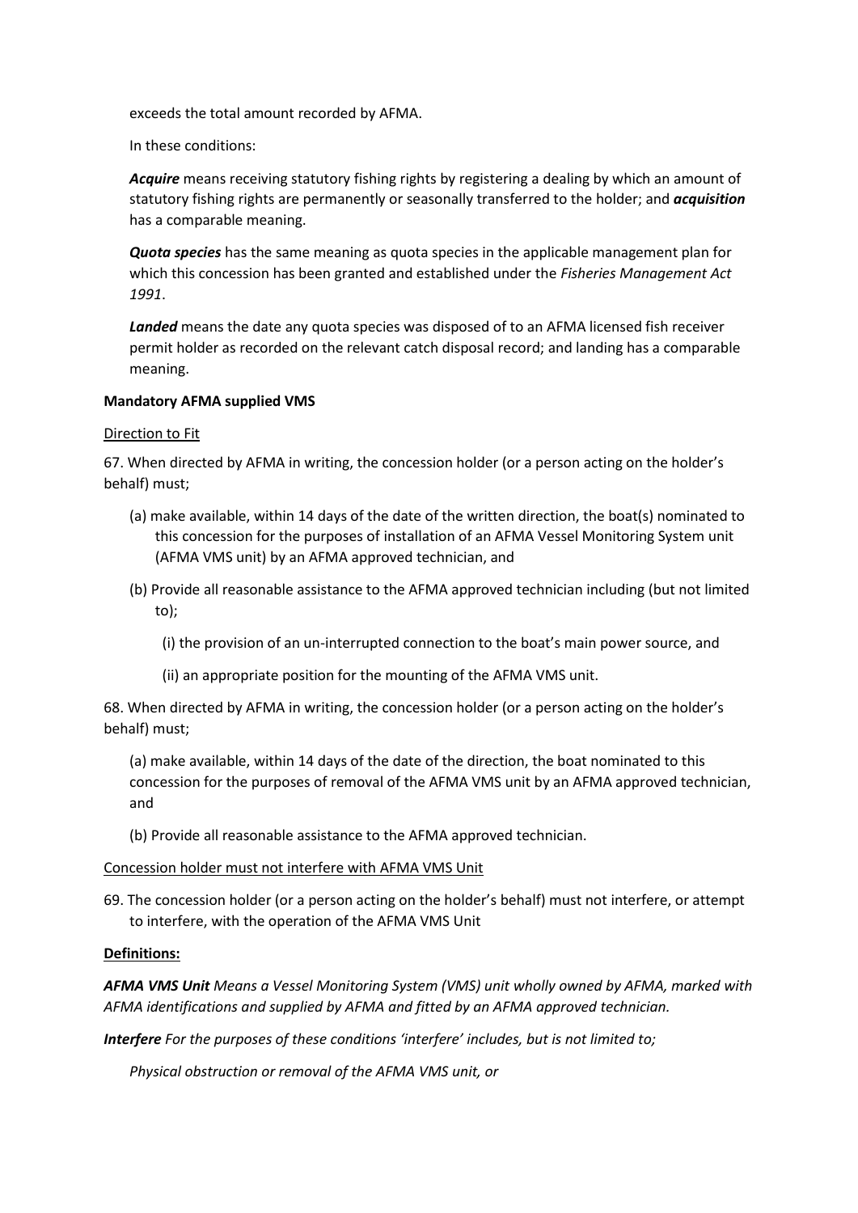exceeds the total amount recorded by AFMA.

In these conditions:

***Acquire*** means receiving statutory fishing rights by registering a dealing by which an amount of statutory fishing rights are permanently or seasonally transferred to the holder; and ***acquisition*** has a comparable meaning.

***Quota species*** has the same meaning as quota species in the applicable management plan for which this concession has been granted and established under the *Fisheries Management Act 1991*.

***Landed*** means the date any quota species was disposed of to an AFMA licensed fish receiver permit holder as recorded on the relevant catch disposal record; and landing has a comparable meaning.

**Mandatory AFMA supplied VMS**

Direction to Fit

67. When directed by AFMA in writing, the concession holder (or a person acting on the holder's behalf) must;

(a) make available, within 14 days of the date of the written direction, the boat(s) nominated to this concession for the purposes of installation of an AFMA Vessel Monitoring System unit (AFMA VMS unit) by an AFMA approved technician, and

(b) Provide all reasonable assistance to the AFMA approved technician including (but not limited to);

(i) the provision of an un-interrupted connection to the boat's main power source, and

(ii) an appropriate position for the mounting of the AFMA VMS unit.

68. When directed by AFMA in writing, the concession holder (or a person acting on the holder's behalf) must;

(a) make available, within 14 days of the date of the direction, the boat nominated to this concession for the purposes of removal of the AFMA VMS unit by an AFMA approved technician, and

(b) Provide all reasonable assistance to the AFMA approved technician.

Concession holder must not interfere with AFMA VMS Unit

69. The concession holder (or a person acting on the holder's behalf) must not interfere, or attempt to interfere, with the operation of the AFMA VMS Unit

**Definitions:**

***AFMA VMS Unit*** *Means a Vessel Monitoring System (VMS) unit wholly owned by AFMA, marked with AFMA identifications and supplied by AFMA and fitted by an AFMA approved technician.*

***Interfere*** *For the purposes of these conditions 'interfere' includes, but is not limited to;*

*Physical obstruction or removal of the AFMA VMS unit, or*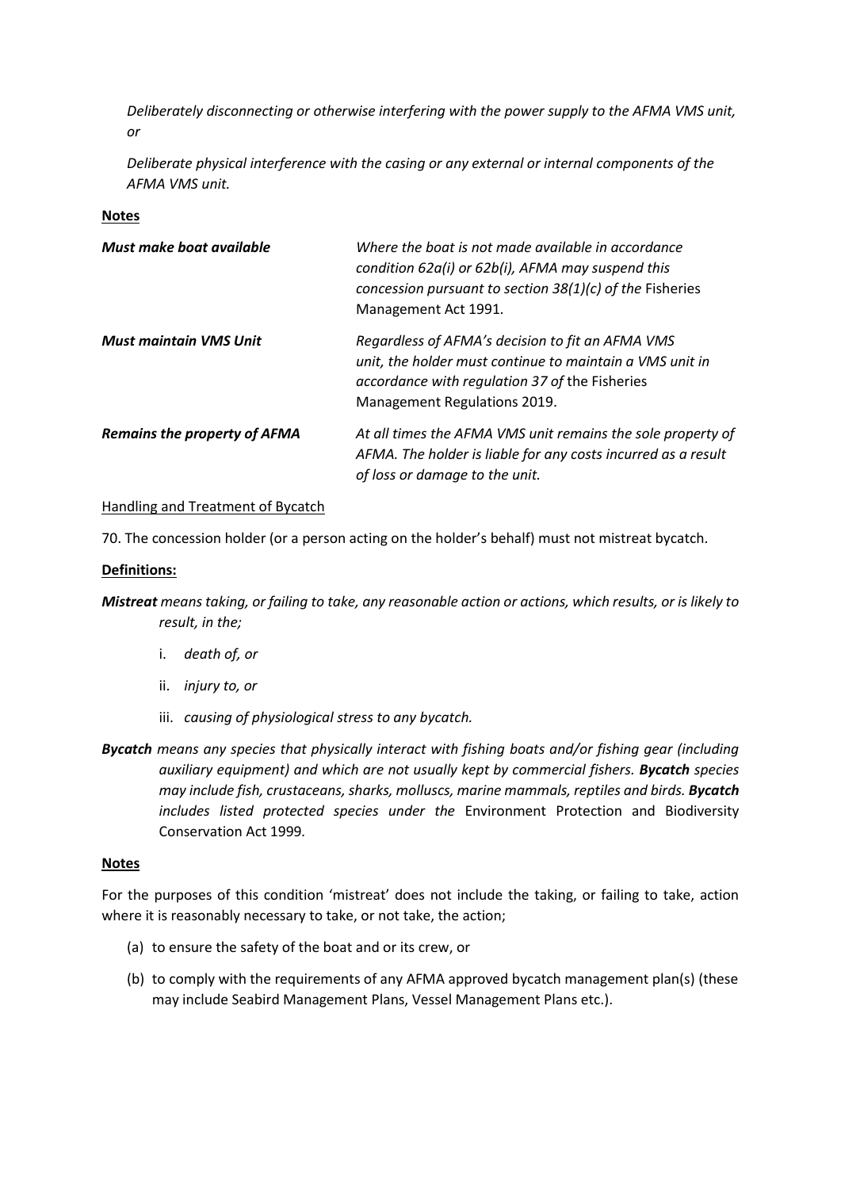*Deliberately disconnecting or otherwise interfering with the power supply to the AFMA VMS unit, or*

*Deliberate physical interference with the casing or any external or internal components of the AFMA VMS unit.*

**Notes**

| | |
|---|---|
| ***Must make boat available*** | *Where the boat is not made available in accordance condition 62a(i) or 62b(i), AFMA may suspend this concession pursuant to section 38(1)(c) of the* Fisheries Management Act 1991. |
| ***Must maintain VMS Unit*** | *Regardless of AFMA's decision to fit an AFMA VMS unit, the holder must continue to maintain a VMS unit in accordance with regulation 37 of* the Fisheries Management Regulations 2019. |
| ***Remains the property of AFMA*** | *At all times the AFMA VMS unit remains the sole property of AFMA. The holder is liable for any costs incurred as a result of loss or damage to the unit.* |

Handling and Treatment of Bycatch

70. The concession holder (or a person acting on the holder's behalf) must not mistreat bycatch.

**Definitions:**

***Mistreat*** *means taking, or failing to take, any reasonable action or actions, which results, or is likely to result, in the;*

i. *death of, or*
ii. *injury to, or*
iii. *causing of physiological stress to any bycatch.*

***Bycatch*** *means any species that physically interact with fishing boats and/or fishing gear (including auxiliary equipment) and which are not usually kept by commercial fishers.* ***Bycatch*** *species may include fish, crustaceans, sharks, molluscs, marine mammals, reptiles and birds.* ***Bycatch*** *includes listed protected species under the* Environment Protection and Biodiversity Conservation Act 1999.

**Notes**

For the purposes of this condition 'mistreat' does not include the taking, or failing to take, action where it is reasonably necessary to take, or not take, the action;

(a) to ensure the safety of the boat and or its crew, or
(b) to comply with the requirements of any AFMA approved bycatch management plan(s) (these may include Seabird Management Plans, Vessel Management Plans etc.).